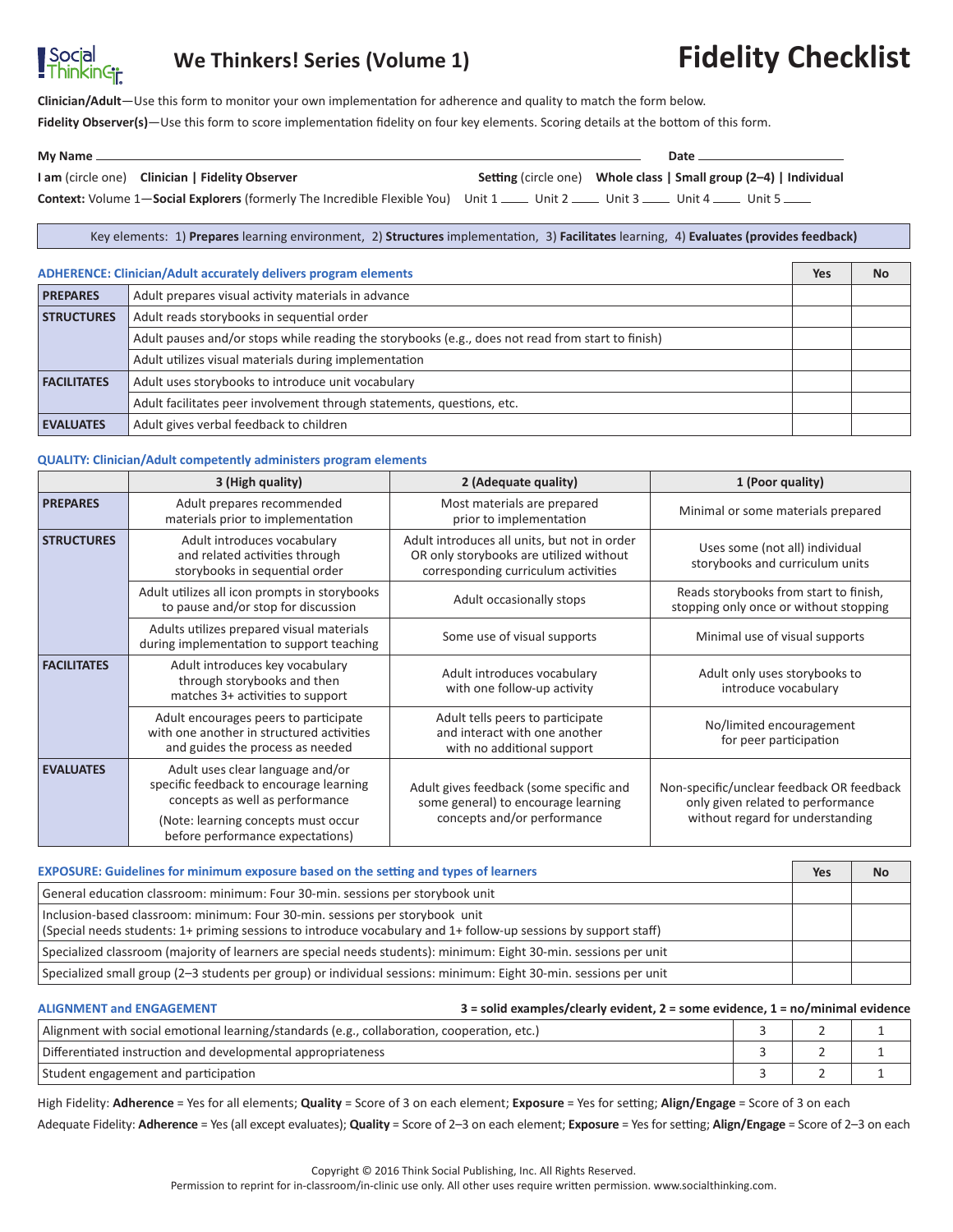# We Thinkers! Series (Volume 1)

# Fidelity Checklist

**Clinician/Adult**—Use this form to monitor your own implementation for adherence and quality to match the form below.

**Fidelity Observer(s)**—Use this form to score implementation fidelity on four key elements. Scoring details at the bottom of this form.

**My Name** ______________________________ **Date** ______________

**I am** (circle one) **Clinician | Fidelity Observer** **Setting** (circle one) **Whole class | Small group (2–4) | Individual**

**Context:** Volume 1—**Social Explorers** (formerly The Incredible Flexible You) Unit 1 ____ Unit 2 ____ Unit 3 ____ Unit 4 ____ Unit 5 ____

Key elements: 1) **Prepares** learning environment, 2) **Structures** implementation, 3) **Facilitates** learning, 4) **Evaluates (provides feedback)**

| ADHERENCE: Clinician/Adult accurately delivers program elements | | Yes | No |
|---|---|---|---|
| **PREPARES** | Adult prepares visual activity materials in advance | | |
| **STRUCTURES** | Adult reads storybooks in sequential order | | |
| | Adult pauses and/or stops while reading the storybooks (e.g., does not read from start to finish) | | |
| | Adult utilizes visual materials during implementation | | |
| **FACILITATES** | Adult uses storybooks to introduce unit vocabulary | | |
| | Adult facilitates peer involvement through statements, questions, etc. | | |
| **EVALUATES** | Adult gives verbal feedback to children | | |

**QUALITY: Clinician/Adult competently administers program elements**

| | 3 (High quality) | 2 (Adequate quality) | 1 (Poor quality) |
|---|---|---|---|
| **PREPARES** | Adult prepares recommended materials prior to implementation | Most materials are prepared prior to implementation | Minimal or some materials prepared |
| **STRUCTURES** | Adult introduces vocabulary and related activities through storybooks in sequential order | Adult introduces all units, but not in order OR only storybooks are utilized without corresponding curriculum activities | Uses some (not all) individual storybooks and curriculum units |
| | Adult utilizes all icon prompts in storybooks to pause and/or stop for discussion | Adult occasionally stops | Reads storybooks from start to finish, stopping only once or without stopping |
| | Adults utilizes prepared visual materials during implementation to support teaching | Some use of visual supports | Minimal use of visual supports |
| **FACILITATES** | Adult introduces key vocabulary through storybooks and then matches 3+ activities to support | Adult introduces vocabulary with one follow-up activity | Adult only uses storybooks to introduce vocabulary |
| | Adult encourages peers to participate with one another in structured activities and guides the process as needed | Adult tells peers to participate and interact with one another with no additional support | No/limited encouragement for peer participation |
| **EVALUATES** | Adult uses clear language and/or specific feedback to encourage learning concepts as well as performance (Note: learning concepts must occur before performance expectations) | Adult gives feedback (some specific and some general) to encourage learning concepts and/or performance | Non-specific/unclear feedback OR feedback only given related to performance without regard for understanding |

| EXPOSURE: Guidelines for minimum exposure based on the setting and types of learners | Yes | No |
|---|---|---|
| General education classroom: minimum: Four 30-min. sessions per storybook unit | | |
| Inclusion-based classroom: minimum: Four 30-min. sessions per storybook unit (Special needs students: 1+ priming sessions to introduce vocabulary and 1+ follow-up sessions by support staff) | | |
| Specialized classroom (majority of learners are special needs students): minimum: Eight 30-min. sessions per unit | | |
| Specialized small group (2–3 students per group) or individual sessions: minimum: Eight 30-min. sessions per unit | | |

**ALIGNMENT and ENGAGEMENT** — **3 = solid examples/clearly evident, 2 = some evidence, 1 = no/minimal evidence**

| | | | |
|---|---|---|---|
| Alignment with social emotional learning/standards (e.g., collaboration, cooperation, etc.) | 3 | 2 | 1 |
| Differentiated instruction and developmental appropriateness | 3 | 2 | 1 |
| Student engagement and participation | 3 | 2 | 1 |

High Fidelity: **Adherence** = Yes for all elements; **Quality** = Score of 3 on each element; **Exposure** = Yes for setting; **Align/Engage** = Score of 3 on each

Adequate Fidelity: **Adherence** = Yes (all except evaluates); **Quality** = Score of 2–3 on each element; **Exposure** = Yes for setting; **Align/Engage** = Score of 2–3 on each

Copyright © 2016 Think Social Publishing, Inc. All Rights Reserved.
Permission to reprint for in-classroom/in-clinic use only. All other uses require written permission. www.socialthinking.com.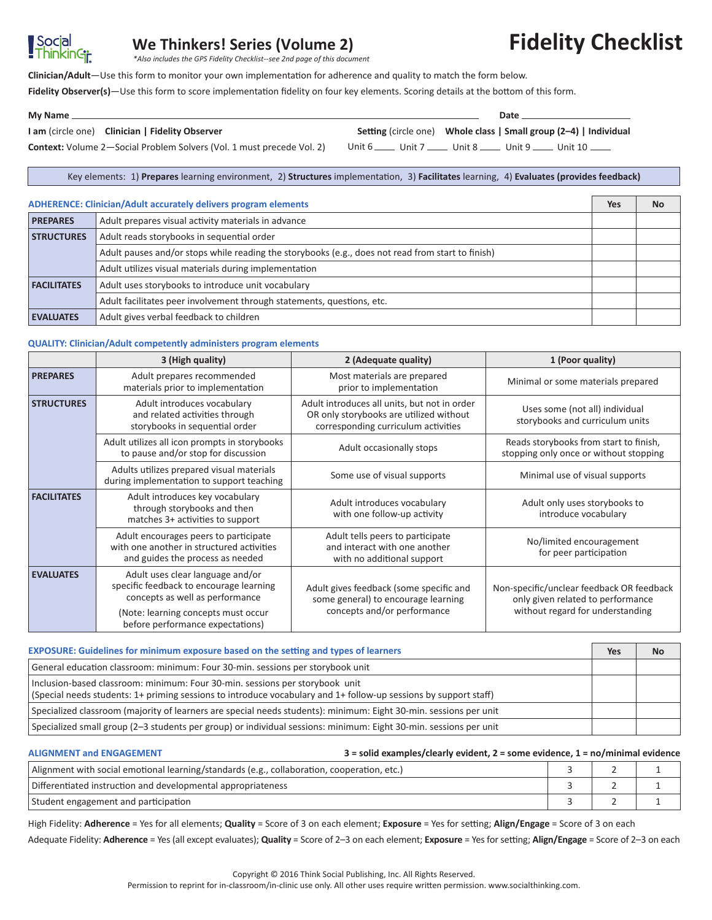# We Thinkers! Series (Volume 2)

*\*Also includes the GPS Fidelity Checklist--see 2nd page of this document*

# Fidelity Checklist

**Clinician/Adult**—Use this form to monitor your own implementation for adherence and quality to match the form below.

**Fidelity Observer(s)**—Use this form to score implementation fidelity on four key elements. Scoring details at the bottom of this form.

**My Name** ______________________________ **Date** ____________________

**I am** (circle one) **Clinician | Fidelity Observer** &nbsp;&nbsp;&nbsp; **Setting** (circle one) **Whole class | Small group (2–4) | Individual**

**Context:** Volume 2—Social Problem Solvers (Vol. 1 must precede Vol. 2) &nbsp;&nbsp;&nbsp; Unit 6 ____ Unit 7 ____ Unit 8 ____ Unit 9 ____ Unit 10 ____

Key elements: 1) **Prepares** learning environment, 2) **Structures** implementation, 3) **Facilitates** learning, 4) **Evaluates (provides feedback)**

| ADHERENCE: Clinician/Adult accurately delivers program elements | | Yes | No |
|---|---|---|---|
| **PREPARES** | Adult prepares visual activity materials in advance | | |
| **STRUCTURES** | Adult reads storybooks in sequential order | | |
| | Adult pauses and/or stops while reading the storybooks (e.g., does not read from start to finish) | | |
| | Adult utilizes visual materials during implementation | | |
| **FACILITATES** | Adult uses storybooks to introduce unit vocabulary | | |
| | Adult facilitates peer involvement through statements, questions, etc. | | |
| **EVALUATES** | Adult gives verbal feedback to children | | |

**QUALITY: Clinician/Adult competently administers program elements**

| | 3 (High quality) | 2 (Adequate quality) | 1 (Poor quality) |
|---|---|---|---|
| **PREPARES** | Adult prepares recommended materials prior to implementation | Most materials are prepared prior to implementation | Minimal or some materials prepared |
| **STRUCTURES** | Adult introduces vocabulary and related activities through storybooks in sequential order | Adult introduces all units, but not in order OR only storybooks are utilized without corresponding curriculum activities | Uses some (not all) individual storybooks and curriculum units |
| | Adult utilizes all icon prompts in storybooks to pause and/or stop for discussion | Adult occasionally stops | Reads storybooks from start to finish, stopping only once or without stopping |
| | Adults utilizes prepared visual materials during implementation to support teaching | Some use of visual supports | Minimal use of visual supports |
| **FACILITATES** | Adult introduces key vocabulary through storybooks and then matches 3+ activities to support | Adult introduces vocabulary with one follow-up activity | Adult only uses storybooks to introduce vocabulary |
| | Adult encourages peers to participate with one another in structured activities and guides the process as needed | Adult tells peers to participate and interact with one another with no additional support | No/limited encouragement for peer participation |
| **EVALUATES** | Adult uses clear language and/or specific feedback to encourage learning concepts as well as performance (Note: learning concepts must occur before performance expectations) | Adult gives feedback (some specific and some general) to encourage learning concepts and/or performance | Non-specific/unclear feedback OR feedback only given related to performance without regard for understanding |

| EXPOSURE: Guidelines for minimum exposure based on the setting and types of learners | Yes | No |
|---|---|---|
| General education classroom: minimum: Four 30-min. sessions per storybook unit | | |
| Inclusion-based classroom: minimum: Four 30-min. sessions per storybook unit (Special needs students: 1+ priming sessions to introduce vocabulary and 1+ follow-up sessions by support staff) | | |
| Specialized classroom (majority of learners are special needs students): minimum: Eight 30-min. sessions per unit | | |
| Specialized small group (2–3 students per group) or individual sessions: minimum: Eight 30-min. sessions per unit | | |

**ALIGNMENT and ENGAGEMENT** &nbsp;&nbsp;&nbsp; **3 = solid examples/clearly evident, 2 = some evidence, 1 = no/minimal evidence**

| | | | |
|---|---|---|---|
| Alignment with social emotional learning/standards (e.g., collaboration, cooperation, etc.) | 3 | 2 | 1 |
| Differentiated instruction and developmental appropriateness | 3 | 2 | 1 |
| Student engagement and participation | 3 | 2 | 1 |

High Fidelity: **Adherence** = Yes for all elements; **Quality** = Score of 3 on each element; **Exposure** = Yes for setting; **Align/Engage** = Score of 3 on each

Adequate Fidelity: **Adherence** = Yes (all except evaluates); **Quality** = Score of 2–3 on each element; **Exposure** = Yes for setting; **Align/Engage** = Score of 2–3 on each

Copyright © 2016 Think Social Publishing, Inc. All Rights Reserved.
Permission to reprint for in-classroom/in-clinic use only. All other uses require written permission. www.socialthinking.com.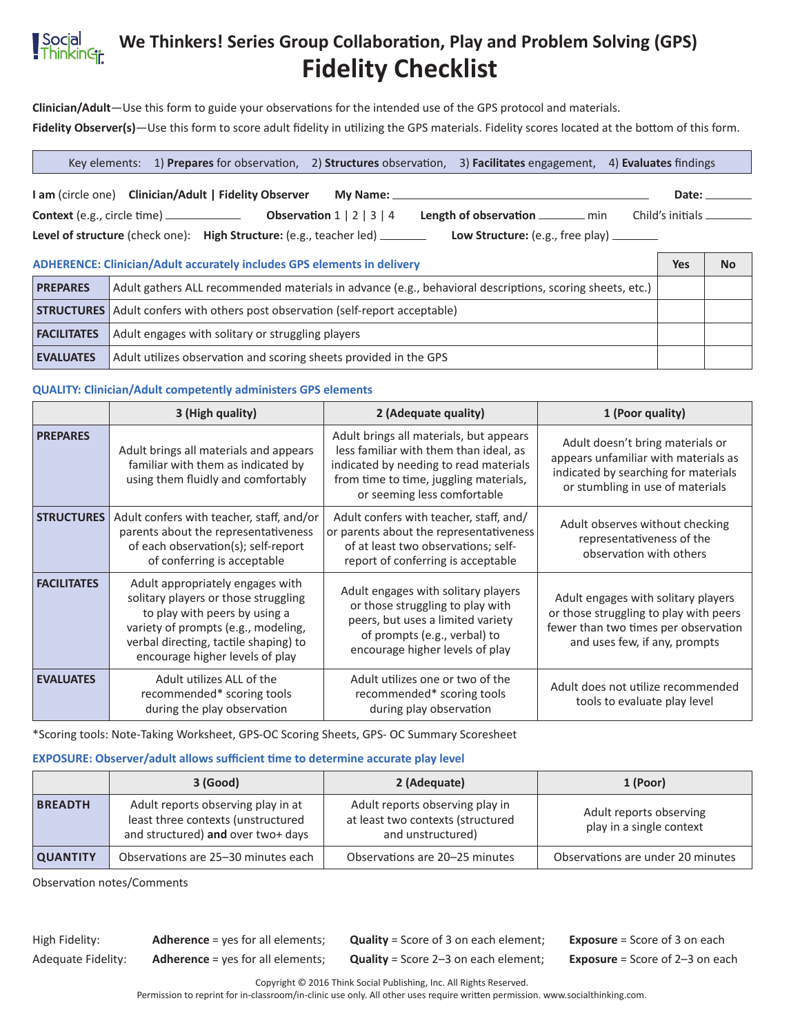# We Thinkers! Series Group Collaboration, Play and Problem Solving (GPS)

# Fidelity Checklist

**Clinician/Adult**—Use this form to guide your observations for the intended use of the GPS protocol and materials.

**Fidelity Observer(s)**—Use this form to score adult fidelity in utilizing the GPS materials. Fidelity scores located at the bottom of this form.

Key elements: 1) **Prepares** for observation, 2) **Structures** observation, 3) **Facilitates** engagement, 4) **Evaluates** findings

**I am** (circle one) **Clinician/Adult | Fidelity Observer** **My Name:** ______________________ **Date:** ________

**Context** (e.g., circle time) ____________ **Observation** 1 | 2 | 3 | 4 **Length of observation** ________ min Child's initials ________

**Level of structure** (check one): **High Structure:** (e.g., teacher led) ________ **Low Structure:** (e.g., free play) ________

| ADHERENCE: Clinician/Adult accurately includes GPS elements in delivery | | Yes | No |
|---|---|---|---|
| **PREPARES** | Adult gathers ALL recommended materials in advance (e.g., behavioral descriptions, scoring sheets, etc.) | | |
| **STRUCTURES** | Adult confers with others post observation (self-report acceptable) | | |
| **FACILITATES** | Adult engages with solitary or struggling players | | |
| **EVALUATES** | Adult utilizes observation and scoring sheets provided in the GPS | | |

**QUALITY: Clinician/Adult competently administers GPS elements**

| | 3 (High quality) | 2 (Adequate quality) | 1 (Poor quality) |
|---|---|---|---|
| **PREPARES** | Adult brings all materials and appears familiar with them as indicated by using them fluidly and comfortably | Adult brings all materials, but appears less familiar with them than ideal, as indicated by needing to read materials from time to time, juggling materials, or seeming less comfortable | Adult doesn't bring materials or appears unfamiliar with materials as indicated by searching for materials or stumbling in use of materials |
| **STRUCTURES** | Adult confers with teacher, staff, and/or parents about the representativeness of each observation(s); self-report of conferring is acceptable | Adult confers with teacher, staff, and/or parents about the representativeness of at least two observations; self-report of conferring is acceptable | Adult observes without checking representativeness of the observation with others |
| **FACILITATES** | Adult appropriately engages with solitary players or those struggling to play with peers by using a variety of prompts (e.g., modeling, verbal directing, tactile shaping) to encourage higher levels of play | Adult engages with solitary players or those struggling to play with peers, but uses a limited variety of prompts (e.g., verbal) to encourage higher levels of play | Adult engages with solitary players or those struggling to play with peers fewer than two times per observation and uses few, if any, prompts |
| **EVALUATES** | Adult utilizes ALL of the recommended* scoring tools during the play observation | Adult utilizes one or two of the recommended* scoring tools during play observation | Adult does not utilize recommended tools to evaluate play level |

*Scoring tools: Note-Taking Worksheet, GPS-OC Scoring Sheets, GPS- OC Summary Scoresheet

**EXPOSURE: Observer/adult allows sufficient time to determine accurate play level**

| | 3 (Good) | 2 (Adequate) | 1 (Poor) |
|---|---|---|---|
| **BREADTH** | Adult reports observing play in at least three contexts (unstructured and structured) **and** over two+ days | Adult reports observing play in at least two contexts (structured and unstructured) | Adult reports observing play in a single context |
| **QUANTITY** | Observations are 25–30 minutes each | Observations are 20–25 minutes | Observations are under 20 minutes |

Observation notes/Comments

High Fidelity: **Adherence** = yes for all elements; **Quality** = Score of 3 on each element; **Exposure** = Score of 3 on each

Adequate Fidelity: **Adherence** = yes for all elements; **Quality** = Score 2–3 on each element; **Exposure** = Score of 2–3 on each

Copyright © 2016 Think Social Publishing, Inc. All Rights Reserved.
Permission to reprint for in-classroom/in-clinic use only. All other uses require written permission. www.socialthinking.com.